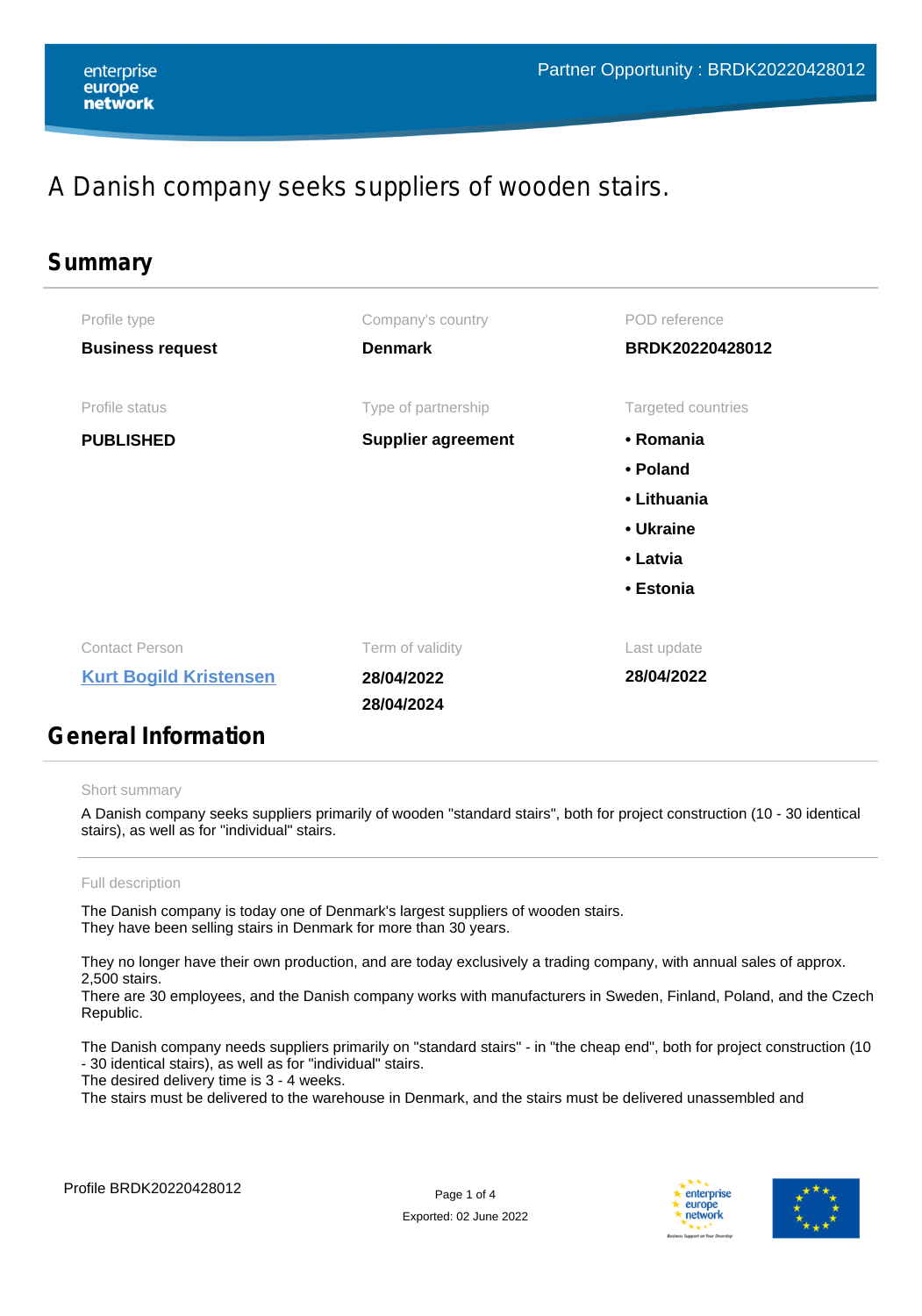Partner Opportunity : BRDK20220428012

# A Danish company seeks suppliers of wooden stairs.

## Summary

| Profile type | Company's country | POD reference |
|---|---|---|
| **Business request** | **Denmark** | **BRDK20220428012** |

| Profile status | Type of partnership | Targeted countries |
|---|---|---|
| **PUBLISHED** | **Supplier agreement** | • **Romania**<br>• **Poland**<br>• **Lithuania**<br>• **Ukraine**<br>• **Latvia**<br>• **Estonia** |

| Contact Person | Term of validity | Last update |
|---|---|---|
| **Kurt Bogild Kristensen** | **28/04/2022**<br>**28/04/2024** | **28/04/2022** |

## General Information

Short summary

A Danish company seeks suppliers primarily of wooden "standard stairs", both for project construction (10 - 30 identical stairs), as well as for "individual" stairs.

Full description

The Danish company is today one of Denmark's largest suppliers of wooden stairs.
They have been selling stairs in Denmark for more than 30 years.

They no longer have their own production, and are today exclusively a trading company, with annual sales of approx. 2,500 stairs.
There are 30 employees, and the Danish company works with manufacturers in Sweden, Finland, Poland, and the Czech Republic.

The Danish company needs suppliers primarily on "standard stairs" - in "the cheap end", both for project construction (10 - 30 identical stairs), as well as for "individual" stairs.
The desired delivery time is 3 - 4 weeks.
The stairs must be delivered to the warehouse in Denmark, and the stairs must be delivered unassembled and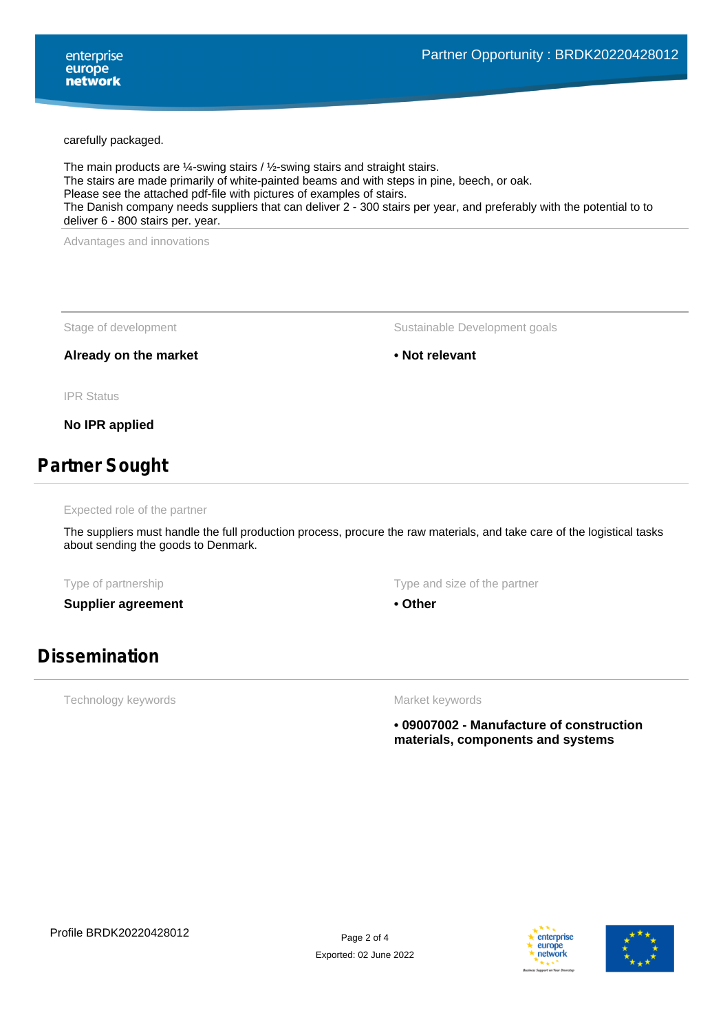carefully packaged.

The main products are ¼-swing stairs / ½-swing stairs and straight stairs.
The stairs are made primarily of white-painted beams and with steps in pine, beech, or oak.
Please see the attached pdf-file with pictures of examples of stairs.
The Danish company needs suppliers that can deliver 2 - 300 stairs per year, and preferably with the potential to to deliver 6 - 800 stairs per. year.

Advantages and innovations

Stage of development

**Already on the market**

Sustainable Development goals

**• Not relevant**

IPR Status

**No IPR applied**

## Partner Sought

Expected role of the partner

The suppliers must handle the full production process, procure the raw materials, and take care of the logistical tasks about sending the goods to Denmark.

Type of partnership

**Supplier agreement**

Type and size of the partner

**• Other**

## Dissemination

Technology keywords

Market keywords

**• 09007002 - Manufacture of construction materials, components and systems**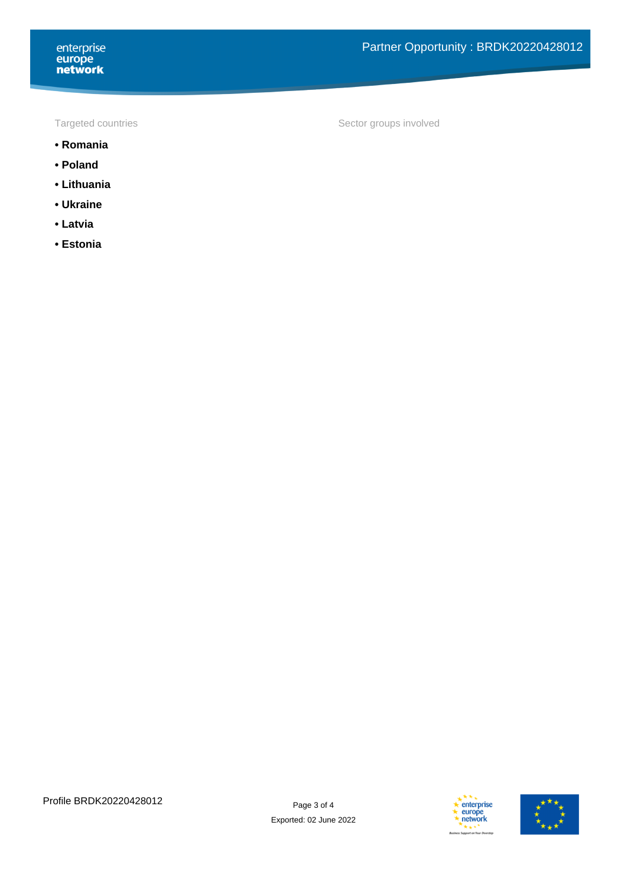Targeted countries

- **Romania**
- **Poland**
- **Lithuania**
- **Ukraine**
- **Latvia**
- **Estonia**

Sector groups involved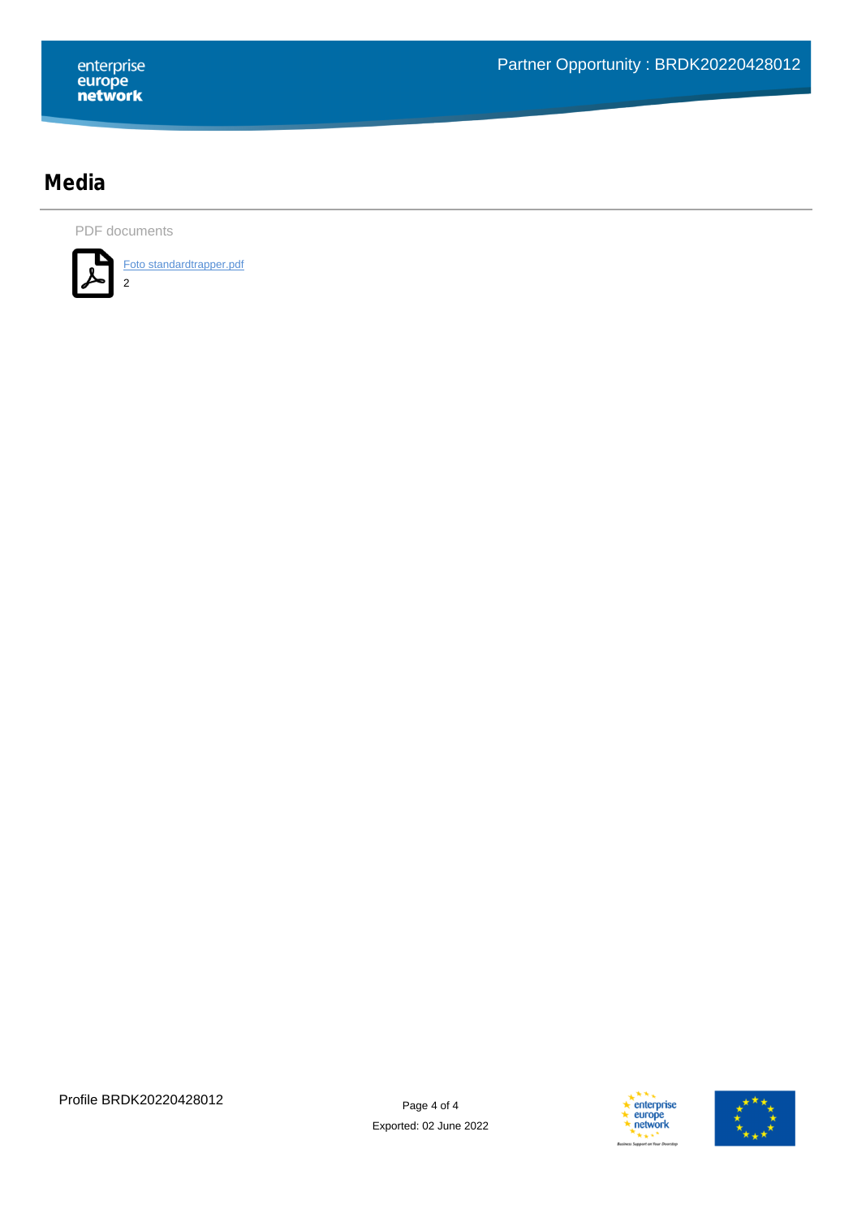# Media

PDF documents

Foto standardtrapper.pdf
2